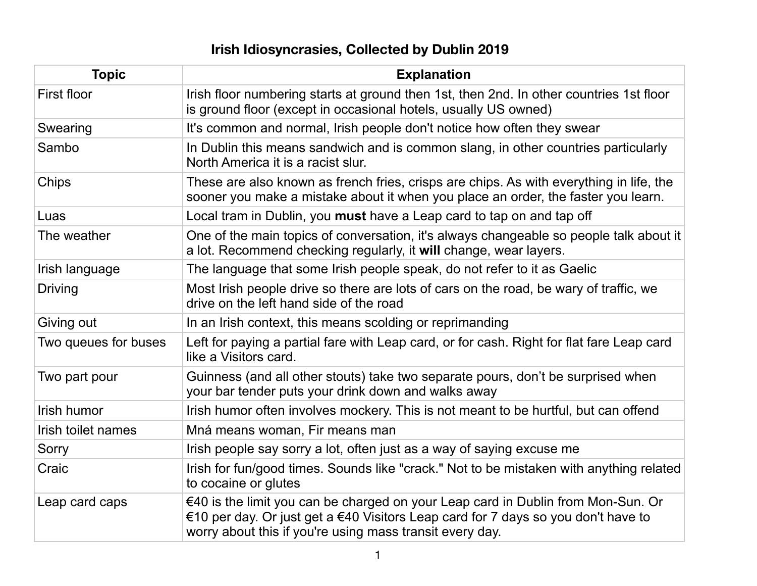# Irish Idiosyncrasies, Collected by Dublin 2019

| Topic | Explanation |
|---|---|
| First floor | Irish floor numbering starts at ground then 1st, then 2nd. In other countries 1st floor is ground floor (except in occasional hotels, usually US owned) |
| Swearing | It's common and normal, Irish people don't notice how often they swear |
| Sambo | In Dublin this means sandwich and is common slang, in other countries particularly North America it is a racist slur. |
| Chips | These are also known as french fries, crisps are chips. As with everything in life, the sooner you make a mistake about it when you place an order, the faster you learn. |
| Luas | Local tram in Dublin, you **must** have a Leap card to tap on and tap off |
| The weather | One of the main topics of conversation, it's always changeable so people talk about it a lot. Recommend checking regularly, it **will** change, wear layers. |
| Irish language | The language that some Irish people speak, do not refer to it as Gaelic |
| Driving | Most Irish people drive so there are lots of cars on the road, be wary of traffic, we drive on the left hand side of the road |
| Giving out | In an Irish context, this means scolding or reprimanding |
| Two queues for buses | Left for paying a partial fare with Leap card, or for cash. Right for flat fare Leap card like a Visitors card. |
| Two part pour | Guinness (and all other stouts) take two separate pours, don't be surprised when your bar tender puts your drink down and walks away |
| Irish humor | Irish humor often involves mockery. This is not meant to be hurtful, but can offend |
| Irish toilet names | Mná means woman, Fir means man |
| Sorry | Irish people say sorry a lot, often just as a way of saying excuse me |
| Craic | Irish for fun/good times. Sounds like "crack." Not to be mistaken with anything related to cocaine or glutes |
| Leap card caps | €40 is the limit you can be charged on your Leap card in Dublin from Mon-Sun. Or €10 per day. Or just get a €40 Visitors Leap card for 7 days so you don't have to worry about this if you're using mass transit every day. |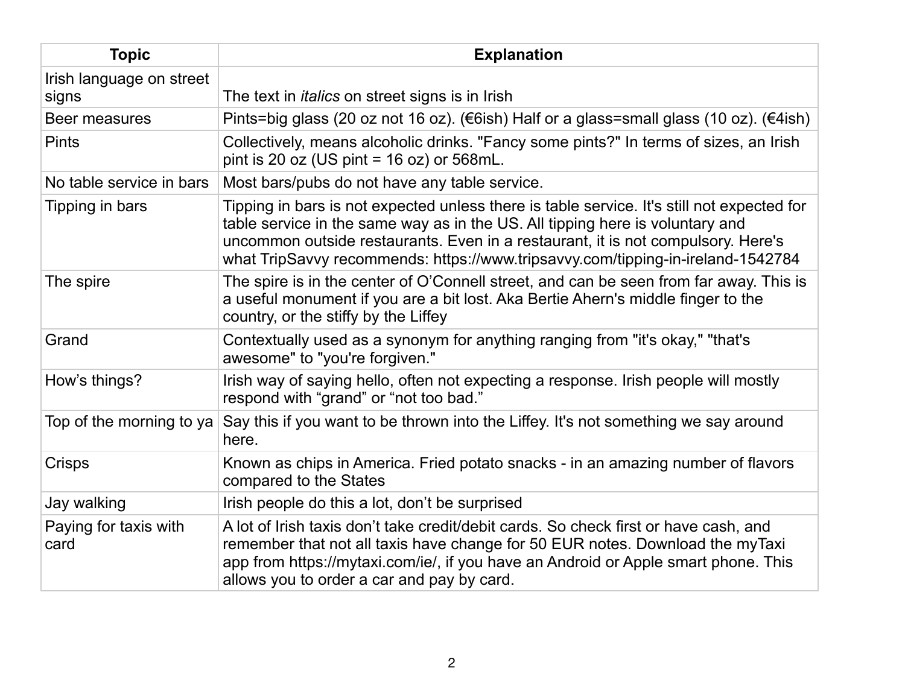| Topic | Explanation |
| --- | --- |
| Irish language on street signs | The text in *italics* on street signs is in Irish |
| Beer measures | Pints=big glass (20 oz not 16 oz). (€6ish) Half or a glass=small glass (10 oz). (€4ish) |
| Pints | Collectively, means alcoholic drinks. "Fancy some pints?" In terms of sizes, an Irish pint is 20 oz (US pint = 16 oz) or 568mL. |
| No table service in bars | Most bars/pubs do not have any table service. |
| Tipping in bars | Tipping in bars is not expected unless there is table service. It's still not expected for table service in the same way as in the US. All tipping here is voluntary and uncommon outside restaurants. Even in a restaurant, it is not compulsory. Here's what TripSavvy recommends: https://www.tripsavvy.com/tipping-in-ireland-1542784 |
| The spire | The spire is in the center of O'Connell street, and can be seen from far away. This is a useful monument if you are a bit lost. Aka Bertie Ahern's middle finger to the country, or the stiffy by the Liffey |
| Grand | Contextually used as a synonym for anything ranging from "it's okay," "that's awesome" to "you're forgiven." |
| How's things? | Irish way of saying hello, often not expecting a response. Irish people will mostly respond with "grand" or "not too bad." |
| Top of the morning to ya | Say this if you want to be thrown into the Liffey. It's not something we say around here. |
| Crisps | Known as chips in America. Fried potato snacks - in an amazing number of flavors compared to the States |
| Jay walking | Irish people do this a lot, don't be surprised |
| Paying for taxis with card | A lot of Irish taxis don't take credit/debit cards. So check first or have cash, and remember that not all taxis have change for 50 EUR notes. Download the myTaxi app from https://mytaxi.com/ie/, if you have an Android or Apple smart phone. This allows you to order a car and pay by card. |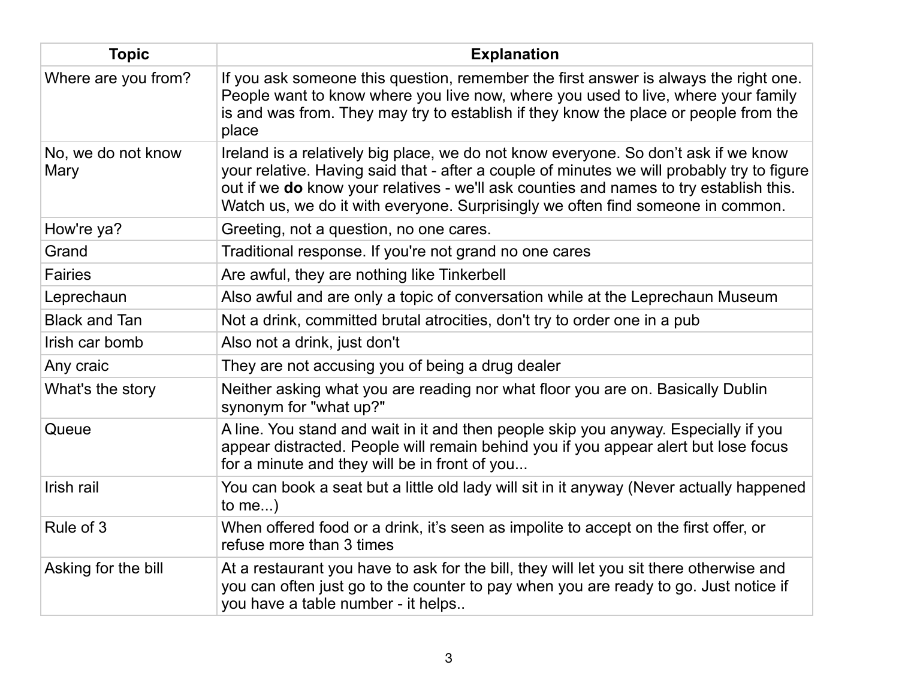| Topic | Explanation |
|---|---|
| Where are you from? | If you ask someone this question, remember the first answer is always the right one. People want to know where you live now, where you used to live, where your family is and was from. They may try to establish if they know the place or people from the place |
| No, we do not know Mary | Ireland is a relatively big place, we do not know everyone. So don't ask if we know your relative. Having said that - after a couple of minutes we will probably try to figure out if we **do** know your relatives - we'll ask counties and names to try establish this. Watch us, we do it with everyone. Surprisingly we often find someone in common. |
| How're ya? | Greeting, not a question, no one cares. |
| Grand | Traditional response. If you're not grand no one cares |
| Fairies | Are awful, they are nothing like Tinkerbell |
| Leprechaun | Also awful and are only a topic of conversation while at the Leprechaun Museum |
| Black and Tan | Not a drink, committed brutal atrocities, don't try to order one in a pub |
| Irish car bomb | Also not a drink, just don't |
| Any craic | They are not accusing you of being a drug dealer |
| What's the story | Neither asking what you are reading nor what floor you are on. Basically Dublin synonym for "what up?" |
| Queue | A line. You stand and wait in it and then people skip you anyway. Especially if you appear distracted. People will remain behind you if you appear alert but lose focus for a minute and they will be in front of you... |
| Irish rail | You can book a seat but a little old lady will sit in it anyway (Never actually happened to me...) |
| Rule of 3 | When offered food or a drink, it's seen as impolite to accept on the first offer, or refuse more than 3 times |
| Asking for the bill | At a restaurant you have to ask for the bill, they will let you sit there otherwise and you can often just go to the counter to pay when you are ready to go. Just notice if you have a table number - it helps.. |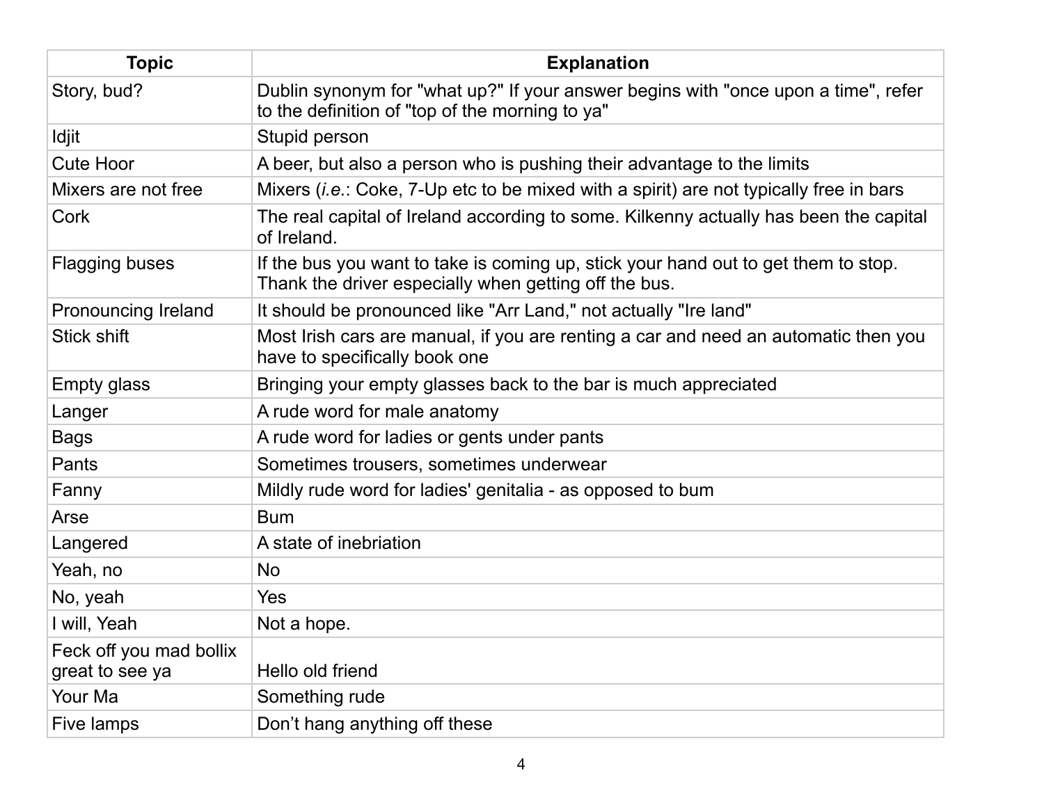| Topic | Explanation |
|---|---|
| Story, bud? | Dublin synonym for "what up?" If your answer begins with "once upon a time", refer to the definition of "top of the morning to ya" |
| Idjit | Stupid person |
| Cute Hoor | A beer, but also a person who is pushing their advantage to the limits |
| Mixers are not free | Mixers (*i.e.*: Coke, 7-Up etc to be mixed with a spirit) are not typically free in bars |
| Cork | The real capital of Ireland according to some. Kilkenny actually has been the capital of Ireland. |
| Flagging buses | If the bus you want to take is coming up, stick your hand out to get them to stop. Thank the driver especially when getting off the bus. |
| Pronouncing Ireland | It should be pronounced like "Arr Land," not actually "Ire land" |
| Stick shift | Most Irish cars are manual, if you are renting a car and need an automatic then you have to specifically book one |
| Empty glass | Bringing your empty glasses back to the bar is much appreciated |
| Langer | A rude word for male anatomy |
| Bags | A rude word for ladies or gents under pants |
| Pants | Sometimes trousers, sometimes underwear |
| Fanny | Mildly rude word for ladies' genitalia - as opposed to bum |
| Arse | Bum |
| Langered | A state of inebriation |
| Yeah, no | No |
| No, yeah | Yes |
| I will, Yeah | Not a hope. |
| Feck off you mad bollix great to see ya | Hello old friend |
| Your Ma | Something rude |
| Five lamps | Don't hang anything off these |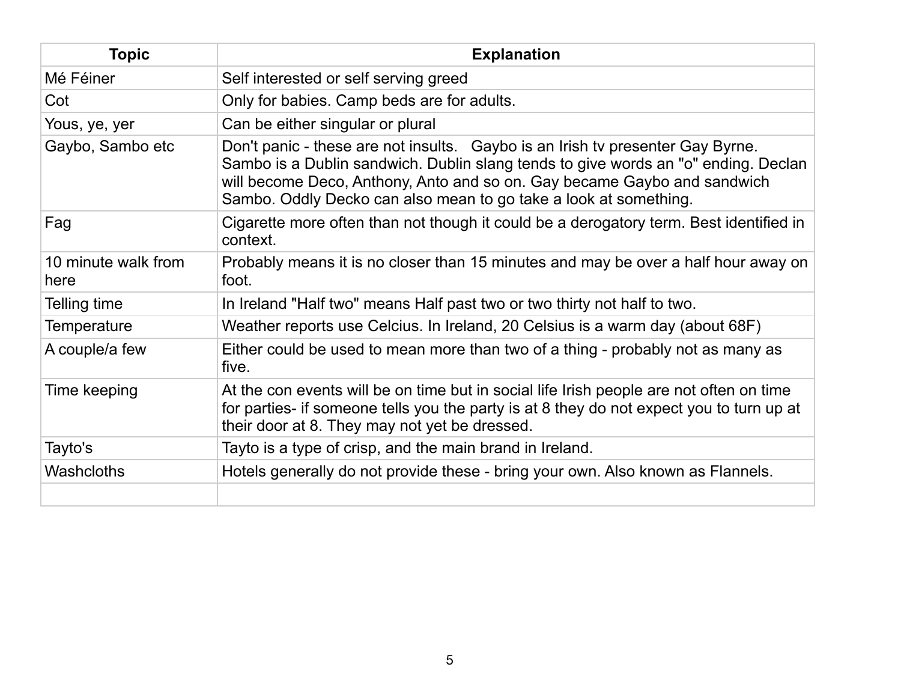| Topic | Explanation |
|---|---|
| Mé Féiner | Self interested or self serving greed |
| Cot | Only for babies. Camp beds are for adults. |
| Yous, ye, yer | Can be either singular or plural |
| Gaybo, Sambo etc | Don't panic - these are not insults. Gaybo is an Irish tv presenter Gay Byrne. Sambo is a Dublin sandwich. Dublin slang tends to give words an "o" ending. Declan will become Deco, Anthony, Anto and so on. Gay became Gaybo and sandwich Sambo. Oddly Decko can also mean to go take a look at something. |
| Fag | Cigarette more often than not though it could be a derogatory term. Best identified in context. |
| 10 minute walk from here | Probably means it is no closer than 15 minutes and may be over a half hour away on foot. |
| Telling time | In Ireland "Half two" means Half past two or two thirty not half to two. |
| Temperature | Weather reports use Celcius. In Ireland, 20 Celsius is a warm day (about 68F) |
| A couple/a few | Either could be used to mean more than two of a thing - probably not as many as five. |
| Time keeping | At the con events will be on time but in social life Irish people are not often on time for parties- if someone tells you the party is at 8 they do not expect you to turn up at their door at 8. They may not yet be dressed. |
| Tayto's | Tayto is a type of crisp, and the main brand in Ireland. |
| Washcloths | Hotels generally do not provide these - bring your own. Also known as Flannels. |
| | |